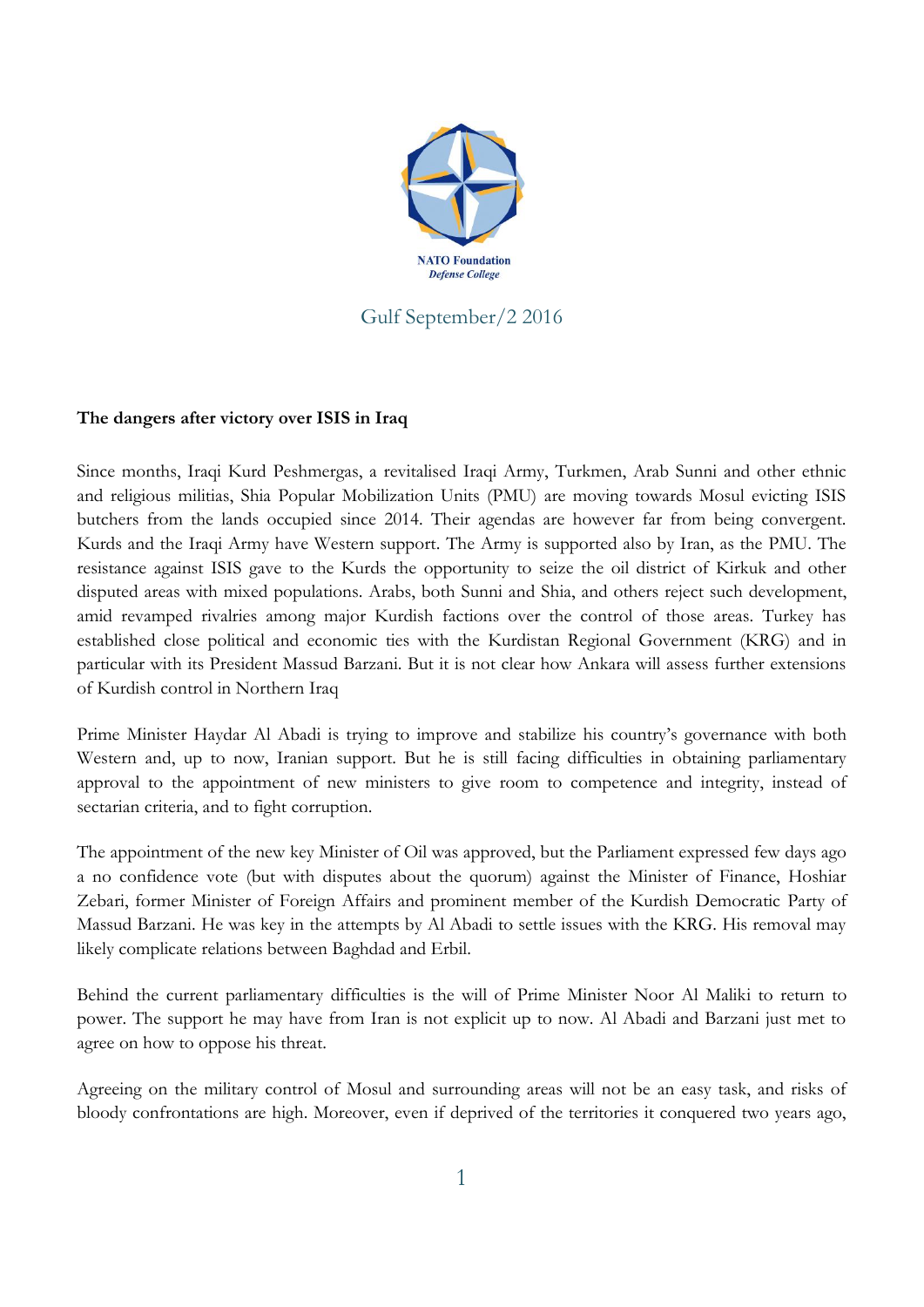NATO Foundation
*Defense College*

Gulf September/2 2016

**The dangers after victory over ISIS in Iraq**

Since months, Iraqi Kurd Peshmergas, a revitalised Iraqi Army, Turkmen, Arab Sunni and other ethnic and religious militias, Shia Popular Mobilization Units (PMU) are moving towards Mosul evicting ISIS butchers from the lands occupied since 2014. Their agendas are however far from being convergent. Kurds and the Iraqi Army have Western support. The Army is supported also by Iran, as the PMU. The resistance against ISIS gave to the Kurds the opportunity to seize the oil district of Kirkuk and other disputed areas with mixed populations. Arabs, both Sunni and Shia, and others reject such development, amid revamped rivalries among major Kurdish factions over the control of those areas. Turkey has established close political and economic ties with the Kurdistan Regional Government (KRG) and in particular with its President Massud Barzani. But it is not clear how Ankara will assess further extensions of Kurdish control in Northern Iraq

Prime Minister Haydar Al Abadi is trying to improve and stabilize his country's governance with both Western and, up to now, Iranian support. But he is still facing difficulties in obtaining parliamentary approval to the appointment of new ministers to give room to competence and integrity, instead of sectarian criteria, and to fight corruption.

The appointment of the new key Minister of Oil was approved, but the Parliament expressed few days ago a no confidence vote (but with disputes about the quorum) against the Minister of Finance, Hoshiar Zebari, former Minister of Foreign Affairs and prominent member of the Kurdish Democratic Party of Massud Barzani. He was key in the attempts by Al Abadi to settle issues with the KRG. His removal may likely complicate relations between Baghdad and Erbil.

Behind the current parliamentary difficulties is the will of Prime Minister Noor Al Maliki to return to power. The support he may have from Iran is not explicit up to now. Al Abadi and Barzani just met to agree on how to oppose his threat.

Agreeing on the military control of Mosul and surrounding areas will not be an easy task, and risks of bloody confrontations are high. Moreover, even if deprived of the territories it conquered two years ago,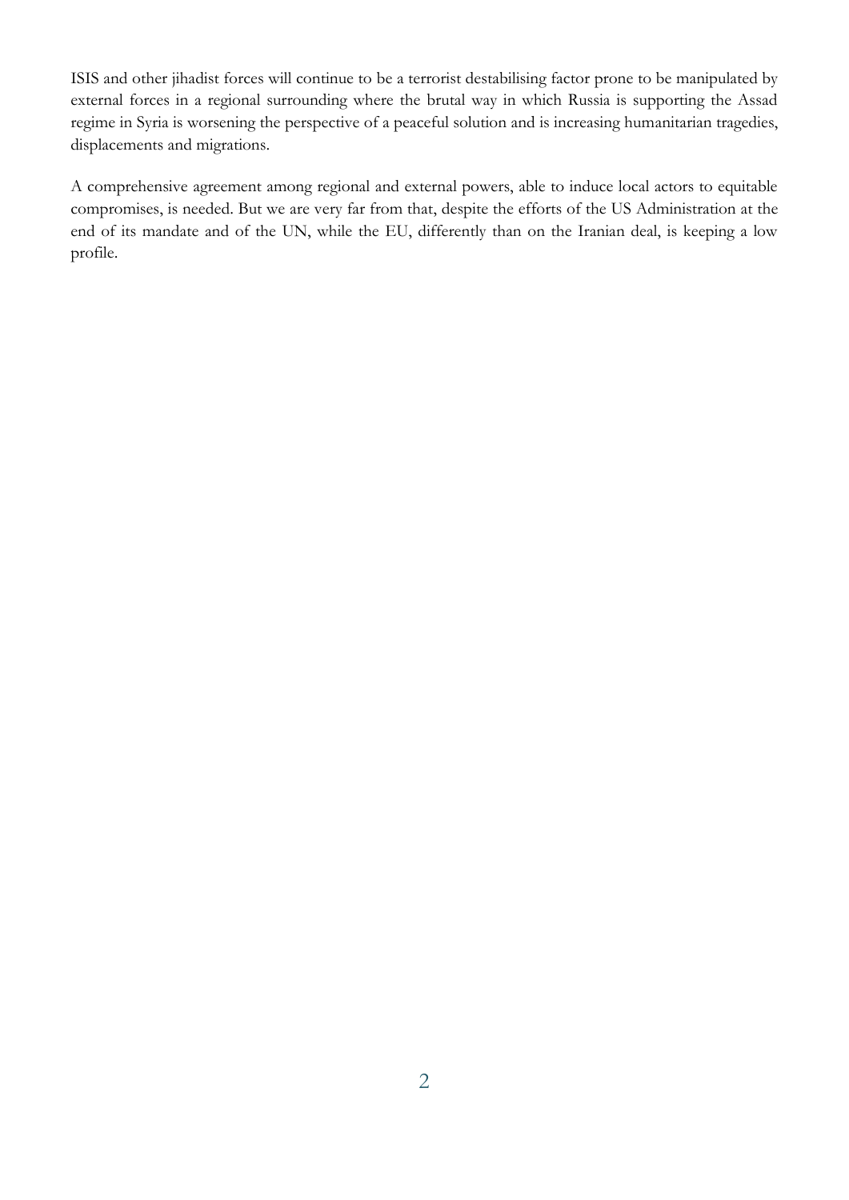ISIS and other jihadist forces will continue to be a terrorist destabilising factor prone to be manipulated by external forces in a regional surrounding where the brutal way in which Russia is supporting the Assad regime in Syria is worsening the perspective of a peaceful solution and is increasing humanitarian tragedies, displacements and migrations.

A comprehensive agreement among regional and external powers, able to induce local actors to equitable compromises, is needed. But we are very far from that, despite the efforts of the US Administration at the end of its mandate and of the UN, while the EU, differently than on the Iranian deal, is keeping a low profile.